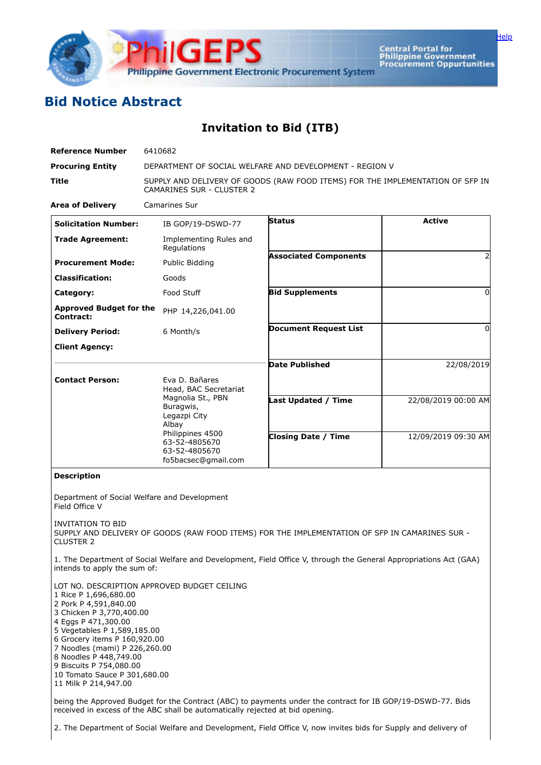# Bid Notice Abstract

## Invitation to Bid (ITB)

| | |
|---|---|
| **Reference Number** | 6410682 |
| **Procuring Entity** | DEPARTMENT OF SOCIAL WELFARE AND DEVELOPMENT - REGION V |
| **Title** | SUPPLY AND DELIVERY OF GOODS (RAW FOOD ITEMS) FOR THE IMPLEMENTATION OF SFP IN CAMARINES SUR - CLUSTER 2 |
| **Area of Delivery** | Camarines Sur |

| | | | |
|---|---|---|---|
| **Solicitation Number:** | IB GOP/19-DSWD-77 | **Status** | Active |
| **Trade Agreement:** | Implementing Rules and Regulations | **Associated Components** | 2 |
| **Procurement Mode:** | Public Bidding | **Bid Supplements** | 0 |
| **Classification:** | Goods | **Document Request List** | 0 |
| **Category:** | Food Stuff | **Date Published** | 22/08/2019 |
| **Approved Budget for the Contract:** | PHP 14,226,041.00 | **Last Updated / Time** | 22/08/2019 00:00 AM |
| **Delivery Period:** | 6 Month/s | **Closing Date / Time** | 12/09/2019 09:30 AM |
| **Client Agency:** | | | |
| **Contact Person:** | Eva D. Bañares<br>Head, BAC Secretariat<br>Magnolia St., PBN<br>Buragwis,<br>Legazpi City<br>Albay<br>Philippines 4500<br>63-52-4805670<br>63-52-4805670<br>fo5bacsec@gmail.com | | |

**Description**

Department of Social Welfare and Development
Field Office V

INVITATION TO BID
SUPPLY AND DELIVERY OF GOODS (RAW FOOD ITEMS) FOR THE IMPLEMENTATION OF SFP IN CAMARINES SUR - CLUSTER 2

1. The Department of Social Welfare and Development, Field Office V, through the General Appropriations Act (GAA) intends to apply the sum of:

LOT NO. DESCRIPTION APPROVED BUDGET CEILING
1 Rice P 1,696,680.00
2 Pork P 4,591,840.00
3 Chicken P 3,770,400.00
4 Eggs P 471,300.00
5 Vegetables P 1,589,185.00
6 Grocery items P 160,920.00
7 Noodles (mami) P 226,260.00
8 Noodles P 448,749.00
9 Biscuits P 754,080.00
10 Tomato Sauce P 301,680.00
11 Milk P 214,947.00

being the Approved Budget for the Contract (ABC) to payments under the contract for IB GOP/19-DSWD-77. Bids received in excess of the ABC shall be automatically rejected at bid opening.

2. The Department of Social Welfare and Development, Field Office V, now invites bids for Supply and delivery of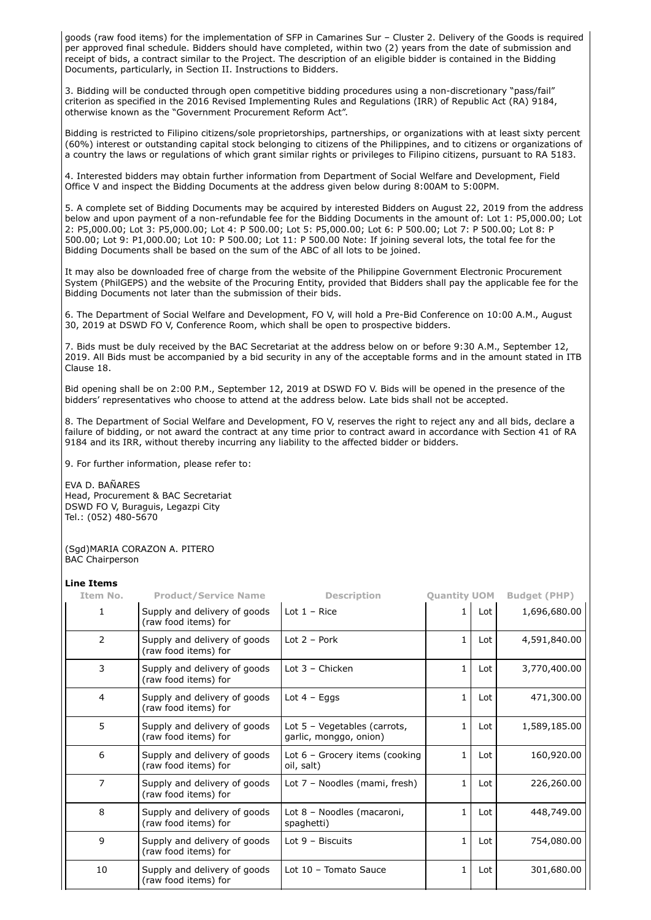goods (raw food items) for the implementation of SFP in Camarines Sur – Cluster 2. Delivery of the Goods is required per approved final schedule. Bidders should have completed, within two (2) years from the date of submission and receipt of bids, a contract similar to the Project. The description of an eligible bidder is contained in the Bidding Documents, particularly, in Section II. Instructions to Bidders.

3. Bidding will be conducted through open competitive bidding procedures using a non-discretionary "pass/fail" criterion as specified in the 2016 Revised Implementing Rules and Regulations (IRR) of Republic Act (RA) 9184, otherwise known as the "Government Procurement Reform Act".

Bidding is restricted to Filipino citizens/sole proprietorships, partnerships, or organizations with at least sixty percent (60%) interest or outstanding capital stock belonging to citizens of the Philippines, and to citizens or organizations of a country the laws or regulations of which grant similar rights or privileges to Filipino citizens, pursuant to RA 5183.

4. Interested bidders may obtain further information from Department of Social Welfare and Development, Field Office V and inspect the Bidding Documents at the address given below during 8:00AM to 5:00PM.

5. A complete set of Bidding Documents may be acquired by interested Bidders on August 22, 2019 from the address below and upon payment of a non-refundable fee for the Bidding Documents in the amount of: Lot 1: P5,000.00; Lot 2: P5,000.00; Lot 3: P5,000.00; Lot 4: P 500.00; Lot 5: P5,000.00; Lot 6: P 500.00; Lot 7: P 500.00; Lot 8: P 500.00; Lot 9: P1,000.00; Lot 10: P 500.00; Lot 11: P 500.00 Note: If joining several lots, the total fee for the Bidding Documents shall be based on the sum of the ABC of all lots to be joined.

It may also be downloaded free of charge from the website of the Philippine Government Electronic Procurement System (PhilGEPS) and the website of the Procuring Entity, provided that Bidders shall pay the applicable fee for the Bidding Documents not later than the submission of their bids.

6. The Department of Social Welfare and Development, FO V, will hold a Pre-Bid Conference on 10:00 A.M., August 30, 2019 at DSWD FO V, Conference Room, which shall be open to prospective bidders.

7. Bids must be duly received by the BAC Secretariat at the address below on or before 9:30 A.M., September 12, 2019. All Bids must be accompanied by a bid security in any of the acceptable forms and in the amount stated in ITB Clause 18.

Bid opening shall be on 2:00 P.M., September 12, 2019 at DSWD FO V. Bids will be opened in the presence of the bidders' representatives who choose to attend at the address below. Late bids shall not be accepted.

8. The Department of Social Welfare and Development, FO V, reserves the right to reject any and all bids, declare a failure of bidding, or not award the contract at any time prior to contract award in accordance with Section 41 of RA 9184 and its IRR, without thereby incurring any liability to the affected bidder or bidders.

9. For further information, please refer to:

EVA D. BAÑARES
Head, Procurement & BAC Secretariat
DSWD FO V, Buraguis, Legazpi City
Tel.: (052) 480-5670

(Sgd)MARIA CORAZON A. PITERO
BAC Chairperson

**Line Items**

| Item No. | Product/Service Name | Description | Quantity | UOM | Budget (PHP) |
|---|---|---|---|---|---|
| 1 | Supply and delivery of goods (raw food items) for | Lot 1 – Rice | 1 | Lot | 1,696,680.00 |
| 2 | Supply and delivery of goods (raw food items) for | Lot 2 – Pork | 1 | Lot | 4,591,840.00 |
| 3 | Supply and delivery of goods (raw food items) for | Lot 3 – Chicken | 1 | Lot | 3,770,400.00 |
| 4 | Supply and delivery of goods (raw food items) for | Lot 4 – Eggs | 1 | Lot | 471,300.00 |
| 5 | Supply and delivery of goods (raw food items) for | Lot 5 – Vegetables (carrots, garlic, monggo, onion) | 1 | Lot | 1,589,185.00 |
| 6 | Supply and delivery of goods (raw food items) for | Lot 6 – Grocery items (cooking oil, salt) | 1 | Lot | 160,920.00 |
| 7 | Supply and delivery of goods (raw food items) for | Lot 7 – Noodles (mami, fresh) | 1 | Lot | 226,260.00 |
| 8 | Supply and delivery of goods (raw food items) for | Lot 8 – Noodles (macaroni, spaghetti) | 1 | Lot | 448,749.00 |
| 9 | Supply and delivery of goods (raw food items) for | Lot 9 – Biscuits | 1 | Lot | 754,080.00 |
| 10 | Supply and delivery of goods (raw food items) for | Lot 10 – Tomato Sauce | 1 | Lot | 301,680.00 |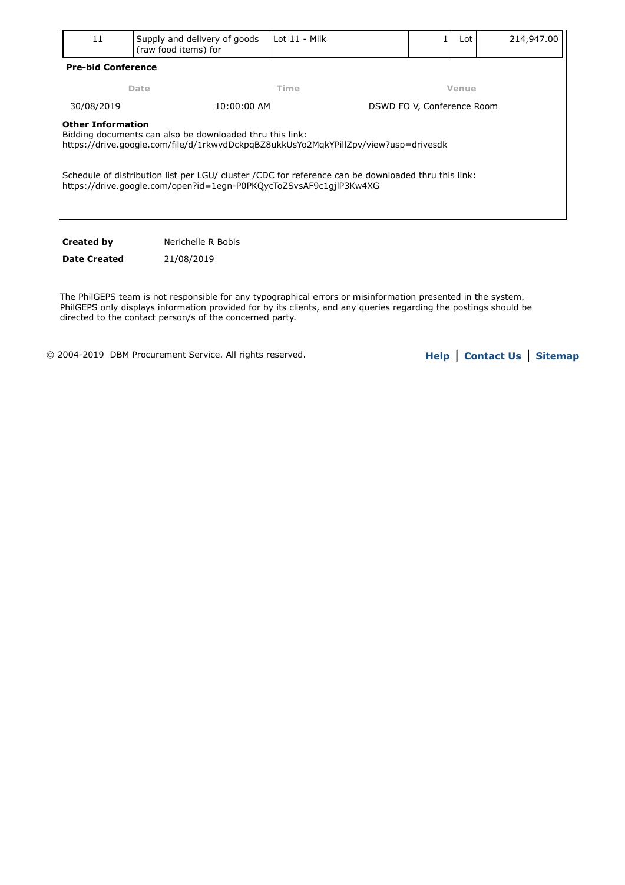| | | | | | |
|---|---|---|---|---|---|
| 11 | Supply and delivery of goods (raw food items) for | Lot 11 - Milk | 1 | Lot | 214,947.00 |

**Pre-bid Conference**

| Date | Time | Venue |
|---|---|---|
| 30/08/2019 | 10:00:00 AM | DSWD FO V, Conference Room |

**Other Information**

Bidding documents can also be downloaded thru this link:
https://drive.google.com/file/d/1rkwvdDckpqBZ8ukkUsYo2MqkYPillZpv/view?usp=drivesdk

Schedule of distribution list per LGU/ cluster /CDC for reference can be downloaded thru this link:
https://drive.google.com/open?id=1egn-P0PKQycToZSvsAF9c1gjlP3Kw4XG

**Created by** Nerichelle R Bobis

**Date Created** 21/08/2019

The PhilGEPS team is not responsible for any typographical errors or misinformation presented in the system. PhilGEPS only displays information provided for by its clients, and any queries regarding the postings should be directed to the contact person/s of the concerned party.

© 2004-2019 DBM Procurement Service. All rights reserved.

**Help** | **Contact Us** | **Sitemap**